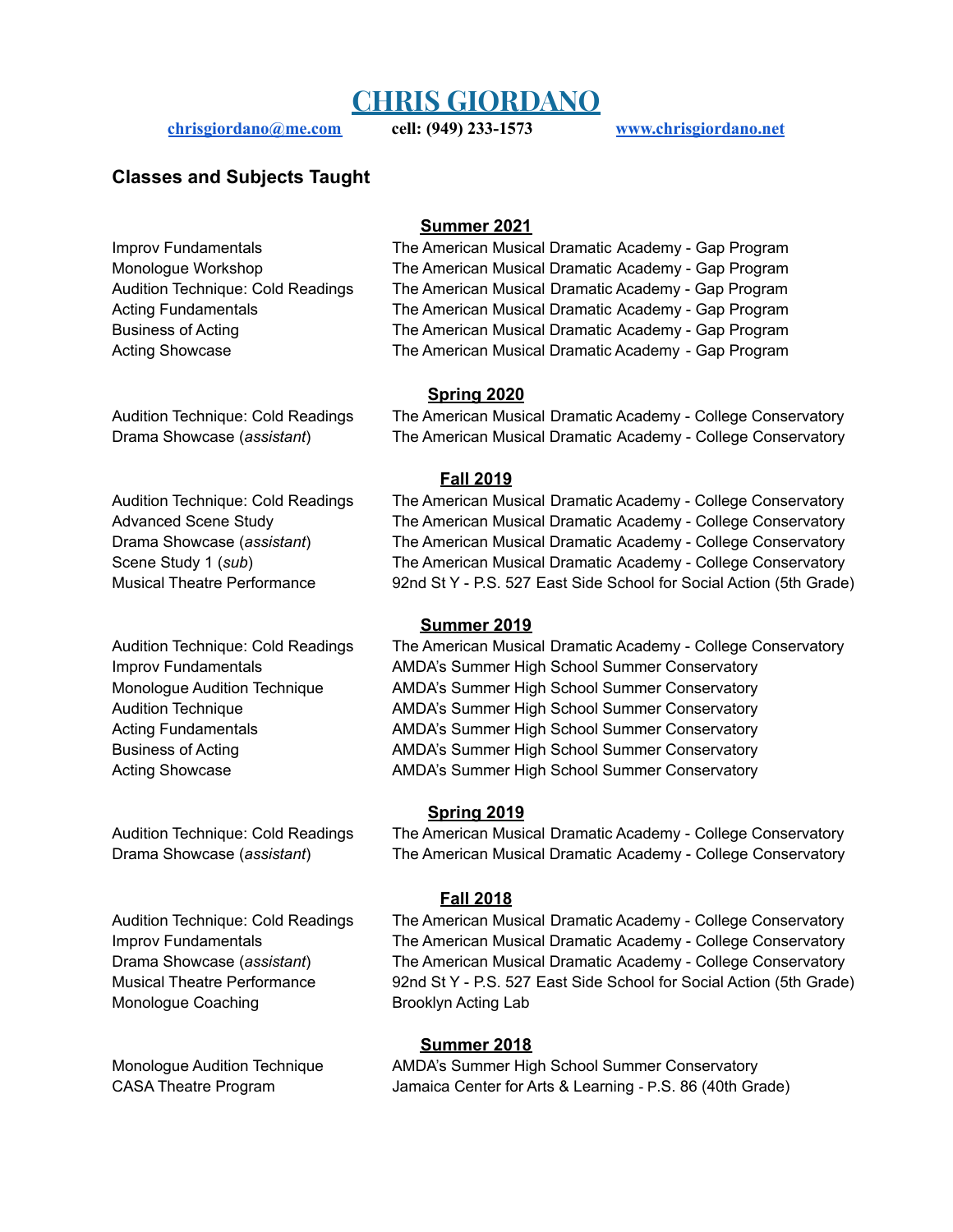# CHRIS GIORDANO

chrisgiordano@me.com cell: (949) 233-1573 www.chrisgiordano.net

## Classes and Subjects Taught

### Summer 2021

| | |
|---|---|
| Improv Fundamentals | The American Musical Dramatic Academy - Gap Program |
| Monologue Workshop | The American Musical Dramatic Academy - Gap Program |
| Audition Technique: Cold Readings | The American Musical Dramatic Academy - Gap Program |
| Acting Fundamentals | The American Musical Dramatic Academy - Gap Program |
| Business of Acting | The American Musical Dramatic Academy - Gap Program |
| Acting Showcase | The American Musical Dramatic Academy - Gap Program |

### Spring 2020

| | |
|---|---|
| Audition Technique: Cold Readings | The American Musical Dramatic Academy - College Conservatory |
| Drama Showcase (*assistant*) | The American Musical Dramatic Academy - College Conservatory |

### Fall 2019

| | |
|---|---|
| Audition Technique: Cold Readings | The American Musical Dramatic Academy - College Conservatory |
| Advanced Scene Study | The American Musical Dramatic Academy - College Conservatory |
| Drama Showcase (*assistant*) | The American Musical Dramatic Academy - College Conservatory |
| Scene Study 1 (*sub*) | The American Musical Dramatic Academy - College Conservatory |
| Musical Theatre Performance | 92nd St Y - P.S. 527 East Side School for Social Action (5th Grade) |

### Summer 2019

| | |
|---|---|
| Audition Technique: Cold Readings | The American Musical Dramatic Academy - College Conservatory |
| Improv Fundamentals | AMDA's Summer High School Summer Conservatory |
| Monologue Audition Technique | AMDA's Summer High School Summer Conservatory |
| Audition Technique | AMDA's Summer High School Summer Conservatory |
| Acting Fundamentals | AMDA's Summer High School Summer Conservatory |
| Business of Acting | AMDA's Summer High School Summer Conservatory |
| Acting Showcase | AMDA's Summer High School Summer Conservatory |

### Spring 2019

| | |
|---|---|
| Audition Technique: Cold Readings | The American Musical Dramatic Academy - College Conservatory |
| Drama Showcase (*assistant*) | The American Musical Dramatic Academy - College Conservatory |

### Fall 2018

| | |
|---|---|
| Audition Technique: Cold Readings | The American Musical Dramatic Academy - College Conservatory |
| Improv Fundamentals | The American Musical Dramatic Academy - College Conservatory |
| Drama Showcase (*assistant*) | The American Musical Dramatic Academy - College Conservatory |
| Musical Theatre Performance | 92nd St Y - P.S. 527 East Side School for Social Action (5th Grade) |
| Monologue Coaching | Brooklyn Acting Lab |

### Summer 2018

| | |
|---|---|
| Monologue Audition Technique | AMDA's Summer High School Summer Conservatory |
| CASA Theatre Program | Jamaica Center for Arts & Learning - P.S. 86 (40th Grade) |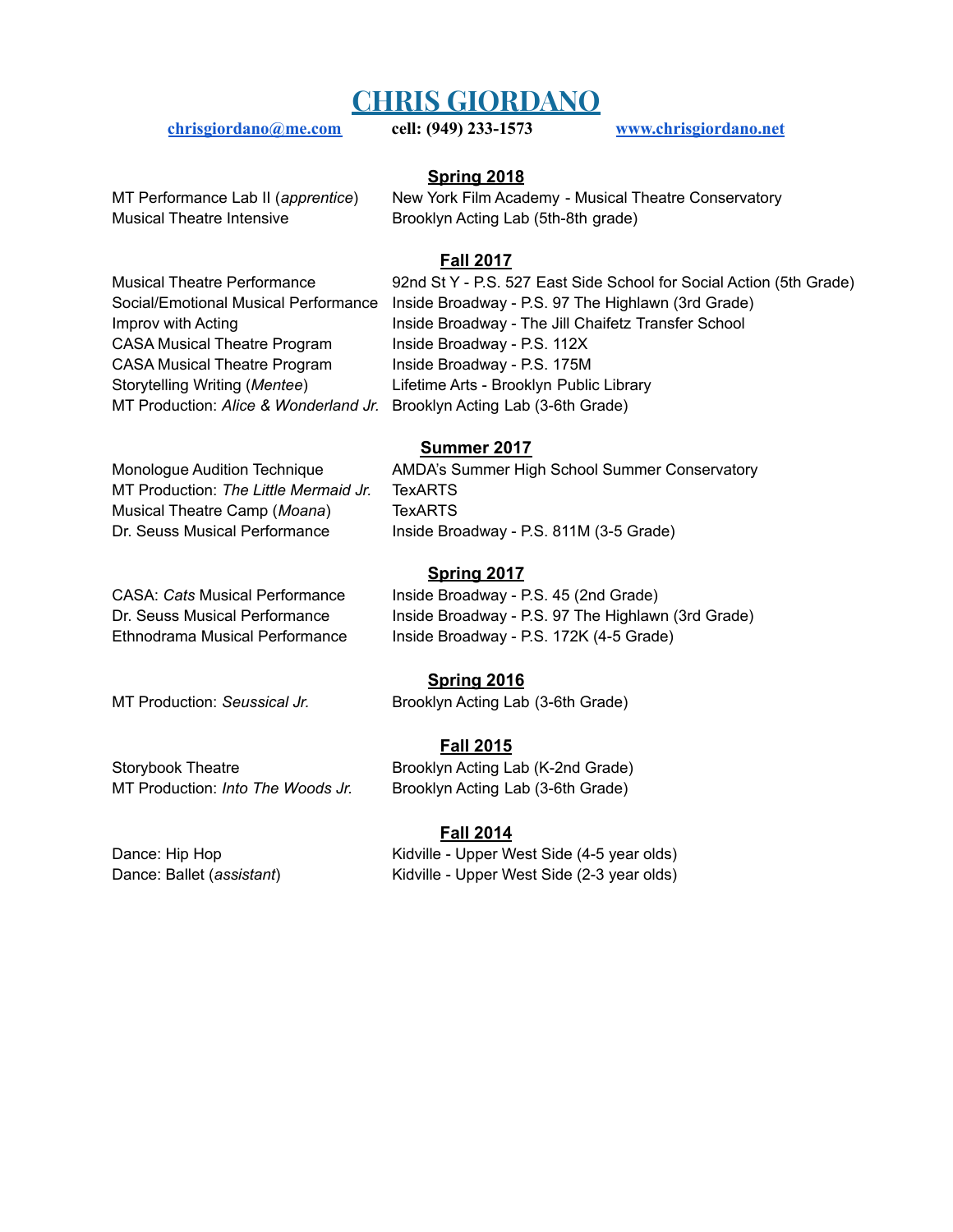# CHRIS GIORDANO

**chrisgiordano@me.com** **cell: (949) 233-1573** **www.chrisgiordano.net**

## Spring 2018

| | |
|---|---|
| MT Performance Lab II (*apprentice*) | New York Film Academy - Musical Theatre Conservatory |
| Musical Theatre Intensive | Brooklyn Acting Lab (5th-8th grade) |

## Fall 2017

| | |
|---|---|
| Musical Theatre Performance | 92nd St Y - P.S. 527 East Side School for Social Action (5th Grade) |
| Social/Emotional Musical Performance | Inside Broadway - P.S. 97 The Highlawn (3rd Grade) |
| Improv with Acting | Inside Broadway - The Jill Chaifetz Transfer School |
| CASA Musical Theatre Program | Inside Broadway - P.S. 112X |
| CASA Musical Theatre Program | Inside Broadway - P.S. 175M |
| Storytelling Writing (*Mentee*) | Lifetime Arts - Brooklyn Public Library |
| MT Production: *Alice & Wonderland Jr.* | Brooklyn Acting Lab (3-6th Grade) |

## Summer 2017

| | |
|---|---|
| Monologue Audition Technique | AMDA's Summer High School Summer Conservatory |
| MT Production: *The Little Mermaid Jr.* | TexARTS |
| Musical Theatre Camp (*Moana*) | TexARTS |
| Dr. Seuss Musical Performance | Inside Broadway - P.S. 811M (3-5 Grade) |

## Spring 2017

| | |
|---|---|
| CASA: *Cats* Musical Performance | Inside Broadway - P.S. 45 (2nd Grade) |
| Dr. Seuss Musical Performance | Inside Broadway - P.S. 97 The Highlawn (3rd Grade) |
| Ethnodrama Musical Performance | Inside Broadway - P.S. 172K (4-5 Grade) |

## Spring 2016

| | |
|---|---|
| MT Production: *Seussical Jr.* | Brooklyn Acting Lab (3-6th Grade) |

## Fall 2015

| | |
|---|---|
| Storybook Theatre | Brooklyn Acting Lab (K-2nd Grade) |
| MT Production: *Into The Woods Jr.* | Brooklyn Acting Lab (3-6th Grade) |

## Fall 2014

| | |
|---|---|
| Dance: Hip Hop | Kidville - Upper West Side (4-5 year olds) |
| Dance: Ballet (*assistant*) | Kidville - Upper West Side (2-3 year olds) |